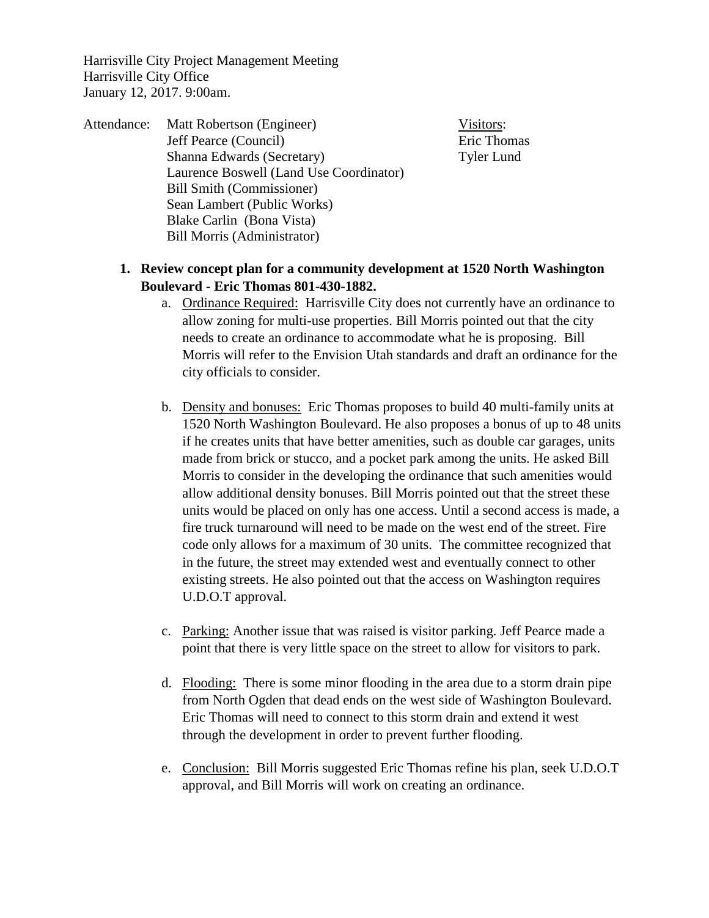Harrisville City Project Management Meeting
Harrisville City Office
January 12, 2017. 9:00am.

Attendance:
- Matt Robertson (Engineer)
- Jeff Pearce (Council)
- Shanna Edwards (Secretary)
- Laurence Boswell (Land Use Coordinator)
- Bill Smith (Commissioner)
- Sean Lambert (Public Works)
- Blake Carlin (Bona Vista)
- Bill Morris (Administrator)

Visitors:
- Eric Thomas
- Tyler Lund

1. **Review concept plan for a community development at 1520 North Washington Boulevard - Eric Thomas 801-430-1882.**
   a. Ordinance Required: Harrisville City does not currently have an ordinance to allow zoning for multi-use properties. Bill Morris pointed out that the city needs to create an ordinance to accommodate what he is proposing. Bill Morris will refer to the Envision Utah standards and draft an ordinance for the city officials to consider.

   b. Density and bonuses: Eric Thomas proposes to build 40 multi-family units at 1520 North Washington Boulevard. He also proposes a bonus of up to 48 units if he creates units that have better amenities, such as double car garages, units made from brick or stucco, and a pocket park among the units. He asked Bill Morris to consider in the developing the ordinance that such amenities would allow additional density bonuses. Bill Morris pointed out that the street these units would be placed on only has one access. Until a second access is made, a fire truck turnaround will need to be made on the west end of the street. Fire code only allows for a maximum of 30 units. The committee recognized that in the future, the street may extended west and eventually connect to other existing streets. He also pointed out that the access on Washington requires U.D.O.T approval.

   c. Parking: Another issue that was raised is visitor parking. Jeff Pearce made a point that there is very little space on the street to allow for visitors to park.

   d. Flooding: There is some minor flooding in the area due to a storm drain pipe from North Ogden that dead ends on the west side of Washington Boulevard. Eric Thomas will need to connect to this storm drain and extend it west through the development in order to prevent further flooding.

   e. Conclusion: Bill Morris suggested Eric Thomas refine his plan, seek U.D.O.T approval, and Bill Morris will work on creating an ordinance.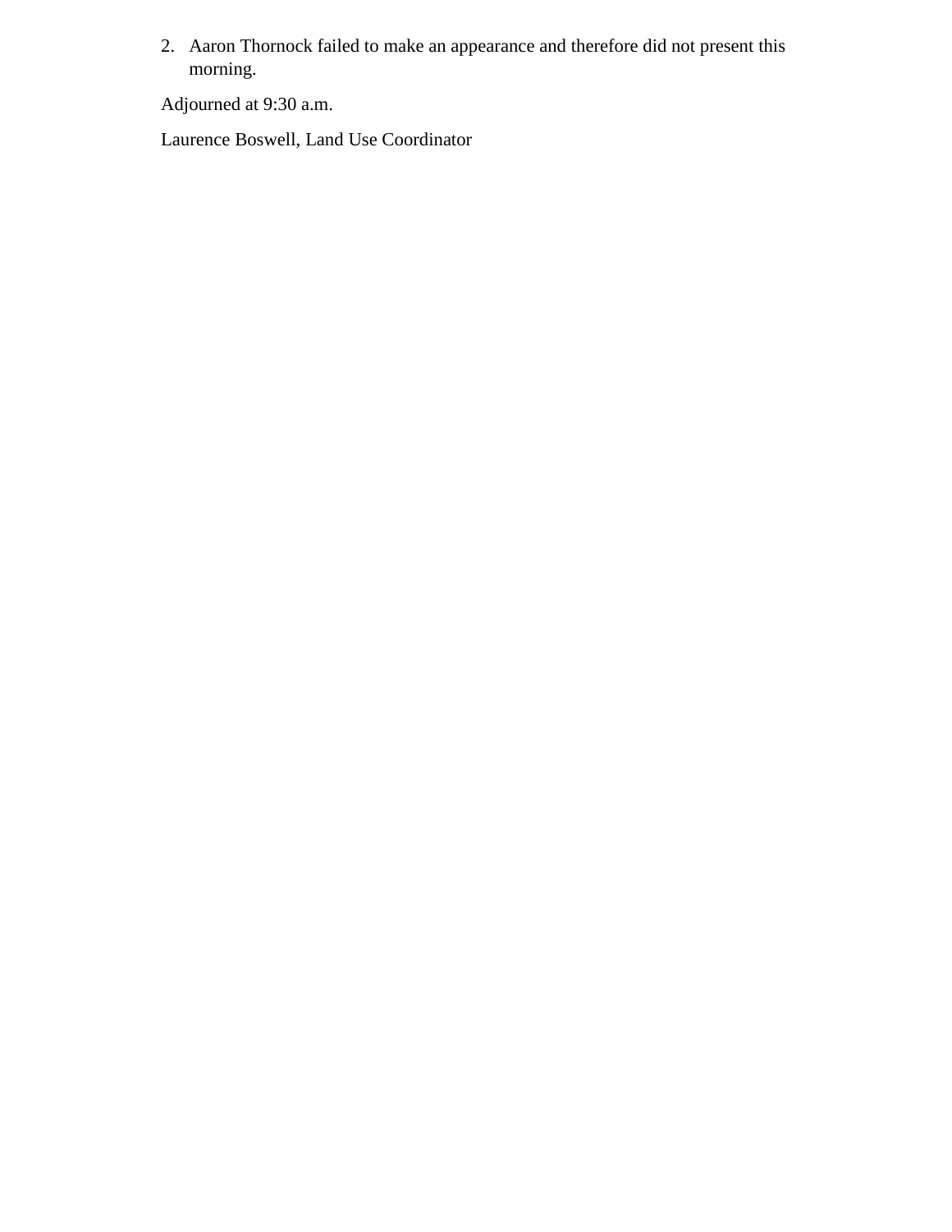2. Aaron Thornock failed to make an appearance and therefore did not present this morning.

Adjourned at 9:30 a.m.

Laurence Boswell, Land Use Coordinator